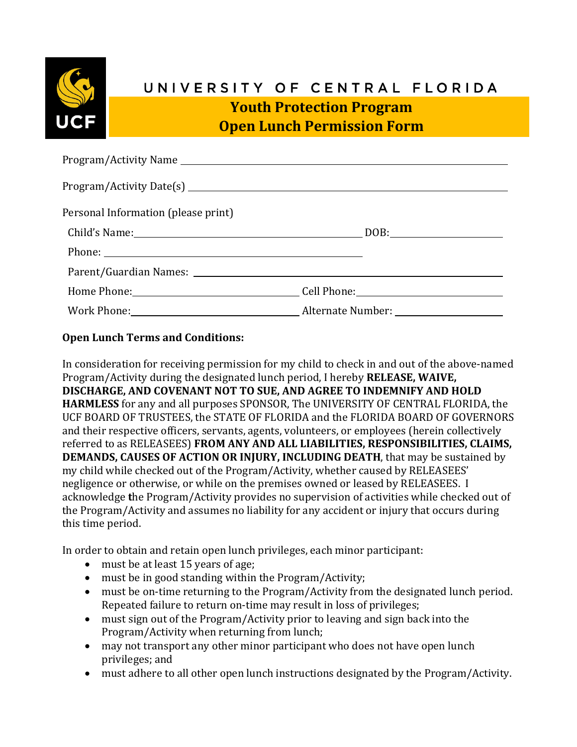UNIVERSITY OF CENTRAL FLORIDA

# Youth Protection Program
# Open Lunch Permission Form

Program/Activity Name ____________________________________________

Program/Activity Date(s) ____________________________________________

Personal Information (please print)

Child's Name: ______________________________ DOB: ______________

Phone: ______________________________

Parent/Guardian Names: ____________________________________________

Home Phone: ______________________ Cell Phone: ______________________

Work Phone: ______________________ Alternate Number: ______________________

**Open Lunch Terms and Conditions:**

In consideration for receiving permission for my child to check in and out of the above-named Program/Activity during the designated lunch period, I hereby **RELEASE, WAIVE, DISCHARGE, AND COVENANT NOT TO SUE, AND AGREE TO INDEMNIFY AND HOLD HARMLESS** for any and all purposes SPONSOR, The UNIVERSITY OF CENTRAL FLORIDA, the UCF BOARD OF TRUSTEES, the STATE OF FLORIDA and the FLORIDA BOARD OF GOVERNORS and their respective officers, servants, agents, volunteers, or employees (herein collectively referred to as RELEASEES) **FROM ANY AND ALL LIABILITIES, RESPONSIBILITIES, CLAIMS, DEMANDS, CAUSES OF ACTION OR INJURY, INCLUDING DEATH**, that may be sustained by my child while checked out of the Program/Activity, whether caused by RELEASEES' negligence or otherwise, or while on the premises owned or leased by RELEASEES. I acknowledge the Program/Activity provides no supervision of activities while checked out of the Program/Activity and assumes no liability for any accident or injury that occurs during this time period.

In order to obtain and retain open lunch privileges, each minor participant:

- must be at least 15 years of age;
- must be in good standing within the Program/Activity;
- must be on-time returning to the Program/Activity from the designated lunch period. Repeated failure to return on-time may result in loss of privileges;
- must sign out of the Program/Activity prior to leaving and sign back into the Program/Activity when returning from lunch;
- may not transport any other minor participant who does not have open lunch privileges; and
- must adhere to all other open lunch instructions designated by the Program/Activity.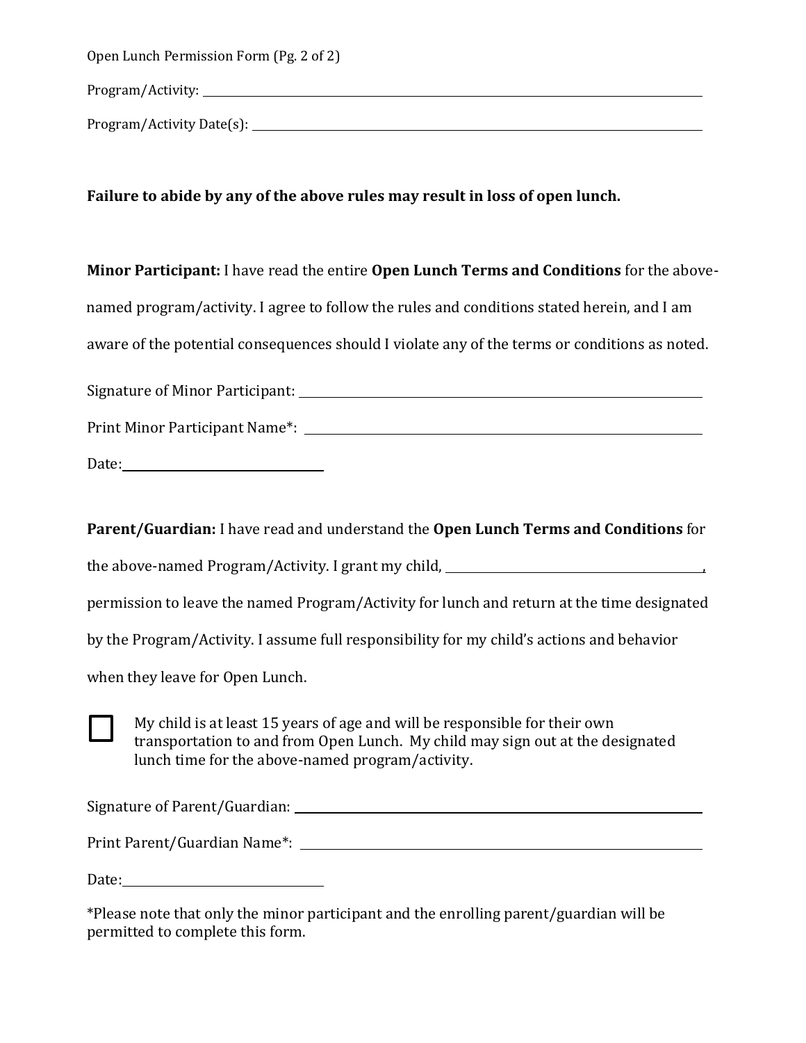Open Lunch Permission Form (Pg. 2 of 2)

Program/Activity: ______________________________________________________________

Program/Activity Date(s): _______________________________________________________

**Failure to abide by any of the above rules may result in loss of open lunch.**

**Minor Participant:** I have read the entire **Open Lunch Terms and Conditions** for the above-named program/activity. I agree to follow the rules and conditions stated herein, and I am aware of the potential consequences should I violate any of the terms or conditions as noted.

Signature of Minor Participant: ___________________________________________

Print Minor Participant Name*: ___________________________________________

Date: ______________________

**Parent/Guardian:** I have read and understand the **Open Lunch Terms and Conditions** for the above-named Program/Activity. I grant my child, ______________________________, permission to leave the named Program/Activity for lunch and return at the time designated by the Program/Activity. I assume full responsibility for my child's actions and behavior when they leave for Open Lunch.

☐ My child is at least 15 years of age and will be responsible for their own transportation to and from Open Lunch. My child may sign out at the designated lunch time for the above-named program/activity.

Signature of Parent/Guardian: ___________________________________________

Print Parent/Guardian Name*: ___________________________________________

Date: ______________________

*Please note that only the minor participant and the enrolling parent/guardian will be permitted to complete this form.